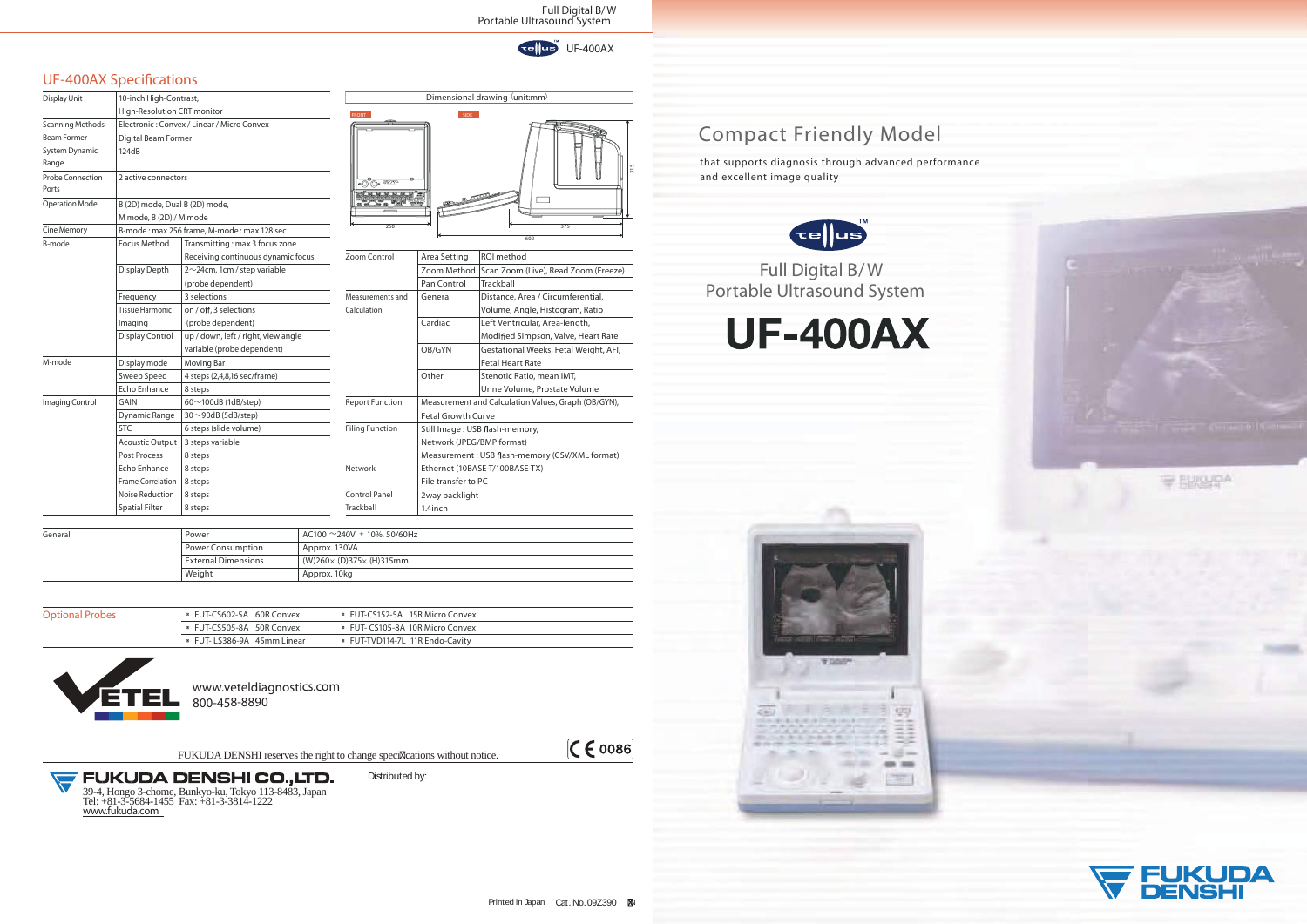Full Digital B/W
Portable Ultrasound System

tellus UF-400AX

## UF-400AX Specifications

| | | |
|---|---|---|
| Display Unit | 10-inch High-Contrast, High-Resolution CRT monitor | |
| Scanning Methods | Electronic : Convex / Linear / Micro Convex | |
| Beam Former | Digital Beam Former | |
| System Dynamic Range | 124dB | |
| Probe Connection Ports | 2 active connectors | |
| Operation Mode | B (2D) mode, Dual B (2D) mode, M mode, B (2D) / M mode | |
| Cine Memory | B-mode : max 256 frame, M-mode : max 128 sec | |
| B-mode | Focus Method | Transmitting : max 3 focus zone Receiving:continuous dynamic focus |
| | Display Depth | 2~24cm, 1cm / step variable (probe dependent) |
| | Frequency | 3 selections |
| | Tissue Harmonic Imaging | on / off, 3 selections (probe dependent) |
| | Display Control | up / down, left / right, view angle variable (probe dependent) |
| M-mode | Display mode | Moving Bar |
| | Sweep Speed | 4 steps (2,4,8,16 sec/frame) |
| | Echo Enhance | 8 steps |
| Imaging Control | GAIN | 60~100dB (1dB/step) |
| | Dynamic Range | 30~90dB (5dB/step) |
| | STC | 6 steps (slide volume) |
| | Acoustic Output | 3 steps variable |
| | Post Process | 8 steps |
| | Echo Enhance | 8 steps |
| | Frame Correlation | 8 steps |
| | Noise Reduction | 8 steps |
| | Spatial Filter | 8 steps |

Dimensional drawing (unit:mm)

FRONT / SIDE — 260, 375, 602, 315

| | | |
|---|---|---|
| Zoom Control | Area Setting | ROI method |
| | Zoom Method | Scan Zoom (Live), Read Zoom (Freeze) |
| | Pan Control | Trackball |
| Measurements and Calculation | General | Distance, Area / Circumferential, Volume, Angle, Histogram, Ratio |
| | Cardiac | Left Ventricular, Area-length, Modified Simpson, Valve, Heart Rate |
| | OB/GYN | Gestational Weeks, Fetal Weight, AFI, Fetal Heart Rate |
| | Other | Stenotic Ratio, mean IMT, Urine Volume, Prostate Volume |
| Report Function | Measurement and Calculation Values, Graph (OB/GYN), Fetal Growth Curve | |
| Filing Function | Still Image : USB flash-memory, Network (JPEG/BMP format) Measurement : USB flash-memory (CSV/XML format) | |
| Network | Ethernet (10BASE-T/100BASE-TX) File transfer to PC | |
| Control Panel | 2way backlight | |
| Trackball | 1.4inch | |

| | | |
|---|---|---|
| General | Power | AC100 ~240V ± 10%, 50/60Hz |
| | Power Consumption | Approx. 130VA |
| | External Dimensions | (W)260× (D)375× (H)315mm |
| | Weight | Approx. 10kg |

| | | |
|---|---|---|
| Optional Probes | FUT-CS602-5A 60R Convex | FUT-CS152-5A 15R Micro Convex |
| | FUT-CS505-8A 50R Convex | FUT- CS105-8A 10R Micro Convex |
| | FUT- LS386-9A 45mm Linear | FUT-TVD114-7L 11R Endo-Cavity |

VETEL
www.veteldiagnostics.com
800-458-8890

FUKUDA DENSHI reserves the right to change specifications without notice.

CE 0086

**FUKUDA DENSHI CO.,LTD.**
39-4, Hongo 3-chome, Bunkyo-ku, Tokyo 113-8483, Japan
Tel: +81-3-5684-1455 Fax: +81-3-3814-1222
www.fukuda.com

Distributed by:

Printed in Japan Cat. No. 09Z390

## Compact Friendly Model

that supports diagnosis through advanced performance and excellent image quality

tellus

Full Digital B/W
Portable Ultrasound System

# UF-400AX

FUKUDA DENSHI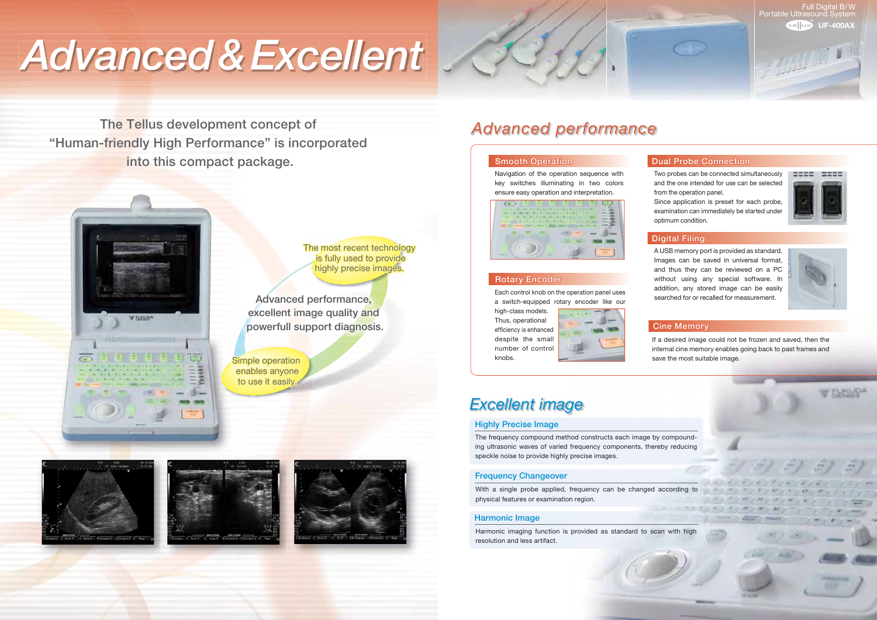Full Digital B/W
Portable Ultrasound System
UF-400AX

# Advanced & Excellent

The Tellus development concept of "Human-friendly High Performance" is incorporated into this compact package.

The most recent technology is fully used to provide highly precise images.

Advanced performance, excellent image quality and powerfull support diagnosis.

Simple operation enables anyone to use it easily.

## Advanced performance

### Smooth Operation

Navigation of the operation sequence with key switches illuminating in two colors ensure easy operation and interpretation.

### Rotary Encoder

Each control knob on the operation panel uses a switch-equipped rotary encoder like our high-class models. Thus, operational efficiency is enhanced despite the small number of control knobs.

### Dual Probe Connection

Two probes can be connected simultaneously and the one intended for use can be selected from the operation panel.
Since application is preset for each probe, examination can immediately be started under optimum condition.

### Digital Filing

A USB memory port is provided as standard. Images can be saved in universal format, and thus they can be reviewed on a PC without using any special software. In addition, any stored image can be easily searched for or recalled for measurement.

### Cine Memory

If a desired image could not be frozen and saved, then the internal cine memory enables going back to past frames and save the most suitable image.

## Excellent image

### Highly Precise Image

The frequency compound method constructs each image by compounding ultrasonic waves of varied frequency components, thereby reducing speckle noise to provide highly precise images.

### Frequency Changeover

With a single probe applied, frequency can be changed according to physical features or examination region.

### Harmonic Image

Harmonic imaging function is provided as standard to scan with high resolution and less artifact.